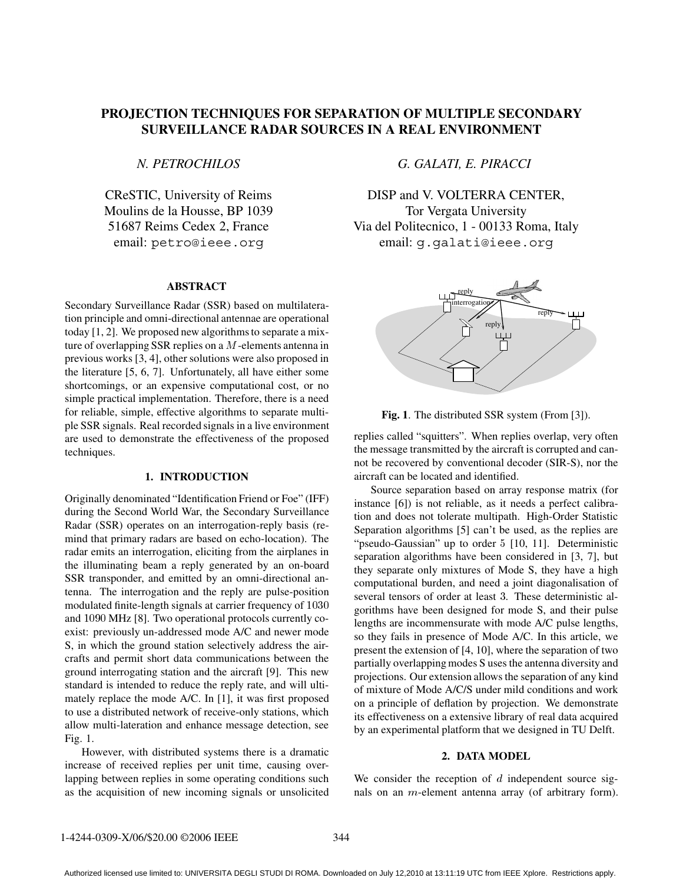# PROJECTION TECHNIQUES FOR SEPARATION OF MULTIPLE SECONDARY SURVEILLANCE RADAR SOURCES IN A REAL ENVIRONMENT

*N. PETROCHILOS*

CReSTIC, University of Reims
Moulins de la Housse, BP 1039
51687 Reims Cedex 2, France
email: petro@ieee.org

*G. GALATI, E. PIRACCI*

DISP and V. VOLTERRA CENTER,
Tor Vergata University
Via del Politecnico, 1 - 00133 Roma, Italy
email: g.galati@ieee.org

## ABSTRACT

Secondary Surveillance Radar (SSR) based on multilateration principle and omni-directional antennae are operational today [1, 2]. We proposed new algorithms to separate a mixture of overlapping SSR replies on a $M$-elements antenna in previous works [3, 4], other solutions were also proposed in the literature [5, 6, 7]. Unfortunately, all have either some shortcomings, or an expensive computational cost, or no simple practical implementation. Therefore, there is a need for reliable, simple, effective algorithms to separate multiple SSR signals. Real recorded signals in a live environment are used to demonstrate the effectiveness of the proposed techniques.

## 1. INTRODUCTION

Originally denominated "Identification Friend or Foe" (IFF) during the Second World War, the Secondary Surveillance Radar (SSR) operates on an interrogation-reply basis (remind that primary radars are based on echo-location). The radar emits an interrogation, eliciting from the airplanes in the illuminating beam a reply generated by an on-board SSR transponder, and emitted by an omni-directional antenna. The interrogation and the reply are pulse-position modulated finite-length signals at carrier frequency of 1030 and 1090 MHz [8]. Two operational protocols currently coexist: previously un-addressed mode A/C and newer mode S, in which the ground station selectively address the aircrafts and permit short data communications between the ground interrogating station and the aircraft [9]. This new standard is intended to reduce the reply rate, and will ultimately replace the mode A/C. In [1], it was first proposed to use a distributed network of receive-only stations, which allow multi-lateration and enhance message detection, see Fig. 1.

However, with distributed systems there is a dramatic increase of received replies per unit time, causing overlapping between replies in some operating conditions such as the acquisition of new incoming signals or unsolicited replies called "squitters". When replies overlap, very often the message transmitted by the aircraft is corrupted and cannot be recovered by conventional decoder (SIR-S), nor the aircraft can be located and identified.

**Fig. 1**. The distributed SSR system (From [3]).

Source separation based on array response matrix (for instance [6]) is not reliable, as it needs a perfect calibration and does not tolerate multipath. High-Order Statistic Separation algorithms [5] can't be used, as the replies are "pseudo-Gaussian" up to order 5 [10, 11]. Deterministic separation algorithms have been considered in [3, 7], but they separate only mixtures of Mode S, they have a high computational burden, and need a joint diagonalisation of several tensors of order at least 3. These deterministic algorithms have been designed for mode S, and their pulse lengths are incommensurate with mode A/C pulse lengths, so they fails in presence of Mode A/C. In this article, we present the extension of [4, 10], where the separation of two partially overlapping modes S uses the antenna diversity and projections. Our extension allows the separation of any kind of mixture of Mode A/C/S under mild conditions and work on a principle of deflation by projection. We demonstrate its effectiveness on a extensive library of real data acquired by an experimental platform that we designed in TU Delft.

## 2. DATA MODEL

We consider the reception of $d$ independent source signals on an $m$-element antenna array (of arbitrary form).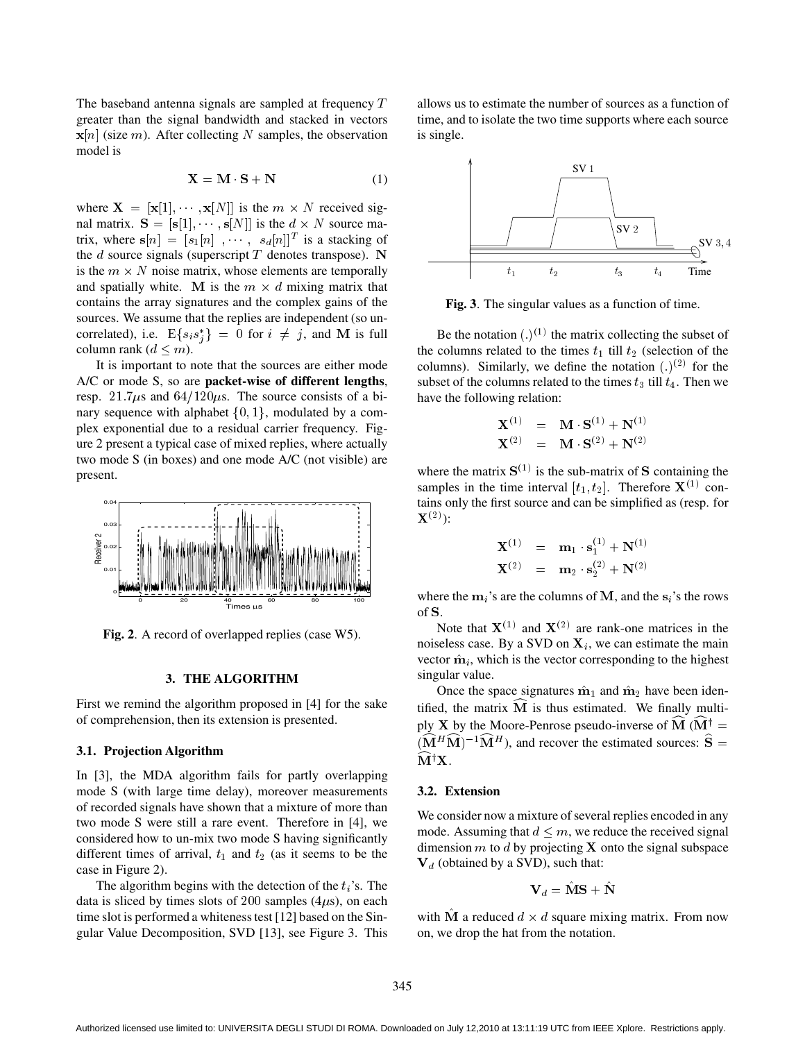The baseband antenna signals are sampled at frequency $T$ greater than the signal bandwidth and stacked in vectors $\mathbf{x}[n]$ (size $m$). After collecting $N$ samples, the observation model is

$$\mathbf{X} = \mathbf{M} \cdot \mathbf{S} + \mathbf{N} \tag{1}$$

where $\mathbf{X} = [\mathbf{x}[1], \cdots, \mathbf{x}[N]]$ is the $m \times N$ received signal matrix. $\mathbf{S} = [\mathbf{s}[1], \cdots, \mathbf{s}[N]]$ is the $d \times N$ source matrix, where $\mathbf{s}[n] = [s_1[n] \ , \cdots, \ s_d[n]]^T$ is a stacking of the $d$ source signals (superscript $T$ denotes transpose). $\mathbf{N}$ is the $m \times N$ noise matrix, whose elements are temporally and spatially white. $\mathbf{M}$ is the $m \times d$ mixing matrix that contains the array signatures and the complex gains of the sources. We assume that the replies are independent (so uncorrelated), i.e. $\mathrm{E}\{s_i s_j^*\} = 0$ for $i \neq j$, and $\mathbf{M}$ is full column rank ($d \leq m$).

It is important to note that the sources are either mode A/C or mode S, so are **packet-wise of different lengths**, resp. $21.7\mu$s and $64/120\mu$s. The source consists of a binary sequence with alphabet $\{0, 1\}$, modulated by a complex exponential due to a residual carrier frequency. Figure 2 present a typical case of mixed replies, where actually two mode S (in boxes) and one mode A/C (not visible) are present.

**Fig. 2**. A record of overlapped replies (case W5).

## 3. THE ALGORITHM

First we remind the algorithm proposed in [4] for the sake of comprehension, then its extension is presented.

### 3.1. Projection Algorithm

In [3], the MDA algorithm fails for partly overlapping mode S (with large time delay), moreover measurements of recorded signals have shown that a mixture of more than two mode S were still a rare event. Therefore in [4], we considered how to un-mix two mode S having significantly different times of arrival, $t_1$ and $t_2$ (as it seems to be the case in Figure 2).

The algorithm begins with the detection of the $t_i$'s. The data is sliced by times slots of 200 samples ($4\mu$s), on each time slot is performed a whiteness test [12] based on the Singular Value Decomposition, SVD [13], see Figure 3. This allows us to estimate the number of sources as a function of time, and to isolate the two time supports where each source is single.

**Fig. 3**. The singular values as a function of time.

Be the notation $(.)^{(1)}$ the matrix collecting the subset of the columns related to the times $t_1$ till $t_2$ (selection of the columns). Similarly, we define the notation $(.)^{(2)}$ for the subset of the columns related to the times $t_3$ till $t_4$. Then we have the following relation:

$$\begin{aligned}
\mathbf{X}^{(1)} &= \mathbf{M} \cdot \mathbf{S}^{(1)} + \mathbf{N}^{(1)} \\
\mathbf{X}^{(2)} &= \mathbf{M} \cdot \mathbf{S}^{(2)} + \mathbf{N}^{(2)}
\end{aligned}$$

where the matrix $\mathbf{S}^{(1)}$ is the sub-matrix of $\mathbf{S}$ containing the samples in the time interval $[t_1, t_2]$. Therefore $\mathbf{X}^{(1)}$ contains only the first source and can be simplified as (resp. for $\mathbf{X}^{(2)}$):

$$\begin{aligned}
\mathbf{X}^{(1)} &= \mathbf{m}_1 \cdot \mathbf{s}_1^{(1)} + \mathbf{N}^{(1)} \\
\mathbf{X}^{(2)} &= \mathbf{m}_2 \cdot \mathbf{s}_2^{(2)} + \mathbf{N}^{(2)}
\end{aligned}$$

where the $\mathbf{m}_i$'s are the columns of $\mathbf{M}$, and the $\mathbf{s}_i$'s the rows of $\mathbf{S}$.

Note that $\mathbf{X}^{(1)}$ and $\mathbf{X}^{(2)}$ are rank-one matrices in the noiseless case. By a SVD on $\mathbf{X}_i$, we can estimate the main vector $\hat{\mathbf{m}}_i$, which is the vector corresponding to the highest singular value.

Once the space signatures $\hat{\mathbf{m}}_1$ and $\hat{\mathbf{m}}_2$ have been identified, the matrix $\widehat{\mathbf{M}}$ is thus estimated. We finally multiply $\mathbf{X}$ by the Moore-Penrose pseudo-inverse of $\widehat{\mathbf{M}}$ ($\widehat{\mathbf{M}}^\dagger = (\widehat{\mathbf{M}}^H \widehat{\mathbf{M}})^{-1} \widehat{\mathbf{M}}^H$), and recover the estimated sources: $\widehat{\mathbf{S}} = \widehat{\mathbf{M}}^\dagger \mathbf{X}$.

### 3.2. Extension

We consider now a mixture of several replies encoded in any mode. Assuming that $d \leq m$, we reduce the received signal dimension $m$ to $d$ by projecting $\mathbf{X}$ onto the signal subspace $\mathbf{V}_d$ (obtained by a SVD), such that:

$$\mathbf{V}_d = \hat{\mathbf{M}} \mathbf{S} + \hat{\mathbf{N}}$$

with $\hat{\mathbf{M}}$ a reduced $d \times d$ square mixing matrix. From now on, we drop the hat from the notation.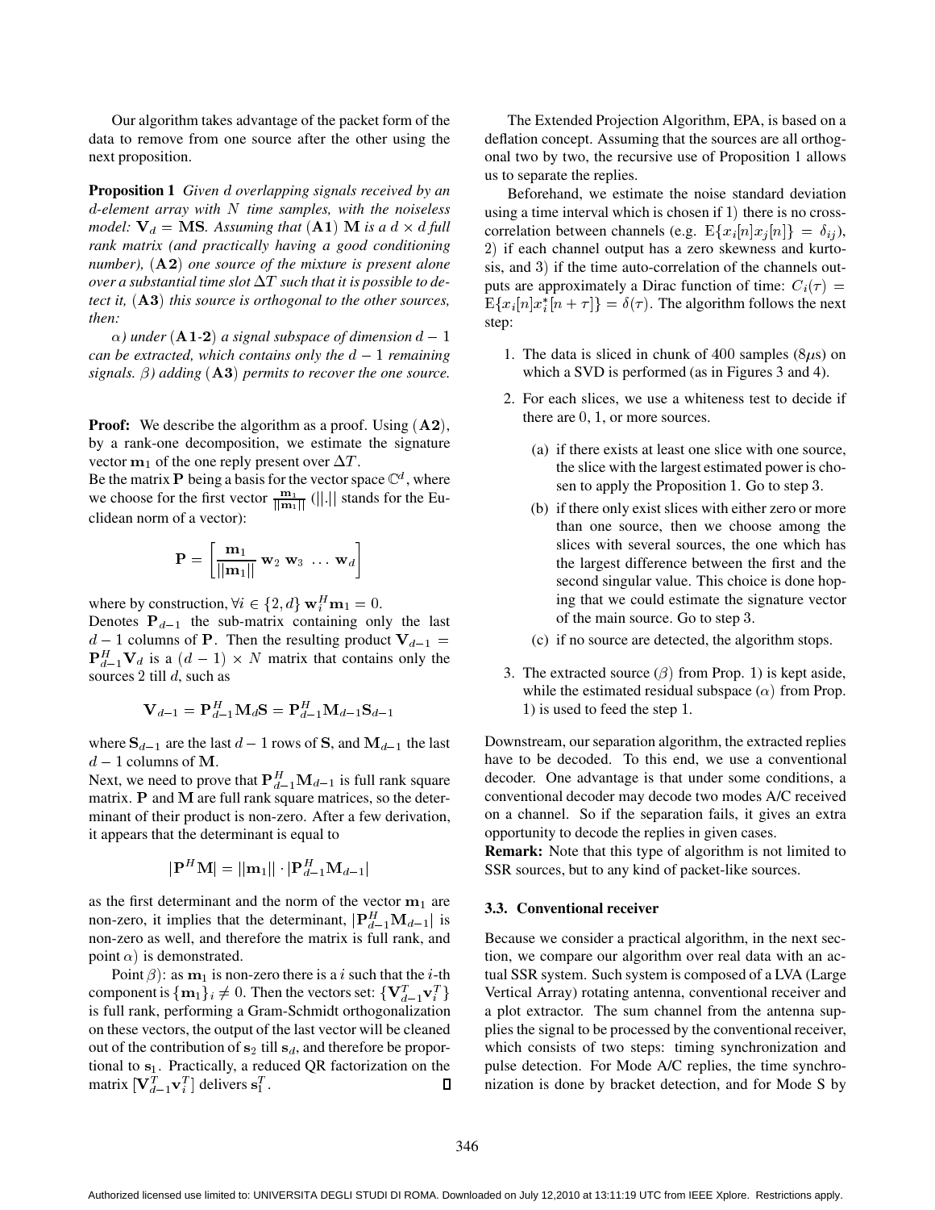Our algorithm takes advantage of the packet form of the data to remove from one source after the other using the next proposition.

**Proposition 1** *Given $d$ overlapping signals received by an $d$-element array with $N$ time samples, with the noiseless model: $\mathbf{V}_d = \mathbf{MS}$. Assuming that $(\mathbf{A1})$ $\mathbf{M}$ is a $d \times d$ full rank matrix (and practically having a good conditioning number), $(\mathbf{A2})$ one source of the mixture is present alone over a substantial time slot $\Delta T$ such that it is possible to detect it, $(\mathbf{A3})$ this source is orthogonal to the other sources, then:*

*$\alpha$) under $(\mathbf{A1}$-$\mathbf{2})$ a signal subspace of dimension $d-1$ can be extracted, which contains only the $d-1$ remaining signals. $\beta$) adding $(\mathbf{A3})$ permits to recover the one source.*

**Proof:** We describe the algorithm as a proof. Using $(\mathbf{A2})$, by a rank-one decomposition, we estimate the signature vector $\mathbf{m}_1$ of the one reply present over $\Delta T$.
Be the matrix $\mathbf{P}$ being a basis for the vector space $\mathbb{C}^d$, where we choose for the first vector $\frac{\mathbf{m}_1}{||\mathbf{m}_1||}$ ($||.||$ stands for the Euclidean norm of a vector):

$$\mathbf{P} = \left[ \frac{\mathbf{m}_1}{||\mathbf{m}_1||} \; \mathbf{w}_2 \; \mathbf{w}_3 \; \ldots \; \mathbf{w}_d \right]$$

where by construction, $\forall i \in \{2, d\}$ $\mathbf{w}_i^H \mathbf{m}_1 = 0$.
Denotes $\mathbf{P}_{d-1}$ the sub-matrix containing only the last $d-1$ columns of $\mathbf{P}$. Then the resulting product $\mathbf{V}_{d-1} = \mathbf{P}_{d-1}^H \mathbf{V}_d$ is a $(d-1) \times N$ matrix that contains only the sources 2 till $d$, such as

$$\mathbf{V}_{d-1} = \mathbf{P}_{d-1}^H \mathbf{M}_d \mathbf{S} = \mathbf{P}_{d-1}^H \mathbf{M}_{d-1} \mathbf{S}_{d-1}$$

where $\mathbf{S}_{d-1}$ are the last $d-1$ rows of $\mathbf{S}$, and $\mathbf{M}_{d-1}$ the last $d-1$ columns of $\mathbf{M}$.
Next, we need to prove that $\mathbf{P}_{d-1}^H \mathbf{M}_{d-1}$ is full rank square matrix. $\mathbf{P}$ and $\mathbf{M}$ are full rank square matrices, so the determinant of their product is non-zero. After a few derivation, it appears that the determinant is equal to

$$|\mathbf{P}^H \mathbf{M}| = ||\mathbf{m}_1|| \cdot |\mathbf{P}_{d-1}^H \mathbf{M}_{d-1}|$$

as the first determinant and the norm of the vector $\mathbf{m}_1$ are non-zero, it implies that the determinant, $|\mathbf{P}_{d-1}^H \mathbf{M}_{d-1}|$ is non-zero as well, and therefore the matrix is full rank, and point $\alpha$) is demonstrated.

Point $\beta$): as $\mathbf{m}_1$ is non-zero there is a $i$ such that the $i$-th component is $\{\mathbf{m}_1\}_i \neq 0$. Then the vectors set: $\{\mathbf{V}_{d-1}^T \mathbf{v}_i^T\}$ is full rank, performing a Gram-Schmidt orthogonalization on these vectors, the output of the last vector will be cleaned out of the contribution of $\mathbf{s}_2$ till $\mathbf{s}_d$, and therefore be proportional to $\mathbf{s}_1$. Practically, a reduced QR factorization on the matrix $[\mathbf{V}_{d-1}^T \mathbf{v}_i^T]$ delivers $\mathbf{s}_1^T$. ∎

The Extended Projection Algorithm, EPA, is based on a deflation concept. Assuming that the sources are all orthogonal two by two, the recursive use of Proposition 1 allows us to separate the replies.

Beforehand, we estimate the noise standard deviation using a time interval which is chosen if 1) there is no cross-correlation between channels (e.g. $\mathrm{E}\{x_i[n]x_j[n]\} = \delta_{ij}$), 2) if each channel output has a zero skewness and kurtosis, and 3) if the time auto-correlation of the channels outputs are approximately a Dirac function of time: $C_i(\tau) = \mathrm{E}\{x_i[n]x_i^*[n+\tau]\} = \delta(\tau)$. The algorithm follows the next step:

1. The data is sliced in chunk of 400 samples (8$\mu$s) on which a SVD is performed (as in Figures 3 and 4).
2. For each slices, we use a whiteness test to decide if there are 0, 1, or more sources.
   (a) if there exists at least one slice with one source, the slice with the largest estimated power is chosen to apply the Proposition 1. Go to step 3.
   (b) if there only exist slices with either zero or more than one source, then we choose among the slices with several sources, the one which has the largest difference between the first and the second singular value. This choice is done hoping that we could estimate the signature vector of the main source. Go to step 3.
   (c) if no source are detected, the algorithm stops.
3. The extracted source ($\beta$) from Prop. 1) is kept aside, while the estimated residual subspace ($\alpha$) from Prop. 1) is used to feed the step 1.

Downstream, our separation algorithm, the extracted replies have to be decoded. To this end, we use a conventional decoder. One advantage is that under some conditions, a conventional decoder may decode two modes A/C received on a channel. So if the separation fails, it gives an extra opportunity to decode the replies in given cases.

**Remark:** Note that this type of algorithm is not limited to SSR sources, but to any kind of packet-like sources.

### 3.3. Conventional receiver

Because we consider a practical algorithm, in the next section, we compare our algorithm over real data with an actual SSR system. Such system is composed of a LVA (Large Vertical Array) rotating antenna, conventional receiver and a plot extractor. The sum channel from the antenna supplies the signal to be processed by the conventional receiver, which consists of two steps: timing synchronization and pulse detection. For Mode A/C replies, the time synchronization is done by bracket detection, and for Mode S by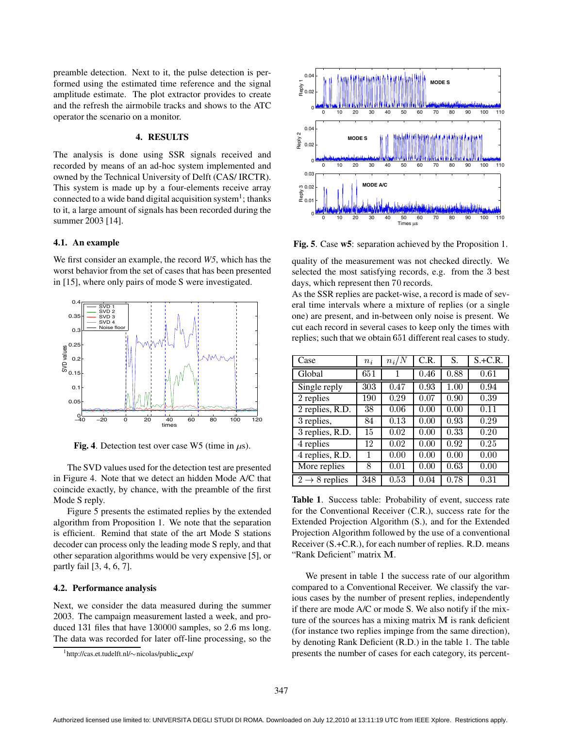preamble detection. Next to it, the pulse detection is performed using the estimated time reference and the signal amplitude estimate. The plot extractor provides to create and the refresh the airmobile tracks and shows to the ATC operator the scenario on a monitor.

## 4. RESULTS

The analysis is done using SSR signals received and recorded by means of an ad-hoc system implemented and owned by the Technical University of Delft (CAS/ IRCTR). This system is made up by a four-elements receive array connected to a wide band digital acquisition system[1]; thanks to it, a large amount of signals has been recorded during the summer 2003 [14].

### 4.1. An example

We first consider an example, the record *W5*, which has the worst behavior from the set of cases that has been presented in [15], where only pairs of mode S were investigated.

**Fig. 4**. Detection test over case W5 (time in $\mu$s).

The SVD values used for the detection test are presented in Figure 4. Note that we detect an hidden Mode A/C that coincide exactly, by chance, with the preamble of the first Mode S reply.

Figure 5 presents the estimated replies by the extended algorithm from Proposition 1. We note that the separation is efficient. Remind that state of the art Mode S stations decoder can process only the leading mode S reply, and that other separation algorithms would be very expensive [5], or partly fail [3, 4, 6, 7].

### 4.2. Performance analysis

Next, we consider the data measured during the summer 2003. The campaign measurement lasted a week, and produced 131 files that have 130000 samples, so 2.6 ms long. The data was recorded for later off-line processing, so the quality of the measurement was not checked directly. We selected the most satisfying records, e.g. from the 3 best days, which represent then 70 records.

As the SSR replies are packet-wise, a record is made of several time intervals where a mixture of replies (or a single one) are present, and in-between only noise is present. We cut each record in several cases to keep only the times with replies; such that we obtain 651 different real cases to study.

[1] http://cas.et.tudelft.nl/~nicolas/public_exp/

**Fig. 5**. Case **w5**: separation achieved by the Proposition 1.

| Case | $n_i$ | $n_i/N$ | C.R. | S. | S.+C.R. |
|---|---|---|---|---|---|
| Global | 651 | 1 | 0.46 | 0.88 | 0.61 |
| Single reply | 303 | 0.47 | 0.93 | 1.00 | 0.94 |
| 2 replies | 190 | 0.29 | 0.07 | 0.90 | 0.39 |
| 2 replies, R.D. | 38 | 0.06 | 0.00 | 0.00 | 0.11 |
| 3 replies, | 84 | 0.13 | 0.00 | 0.93 | 0.29 |
| 3 replies, R.D. | 15 | 0.02 | 0.00 | 0.33 | 0.20 |
| 4 replies | 12 | 0.02 | 0.00 | 0.92 | 0.25 |
| 4 replies, R.D. | 1 | 0.00 | 0.00 | 0.00 | 0.00 |
| More replies | 8 | 0.01 | 0.00 | 0.63 | 0.00 |
| $2 \rightarrow 8$ replies | 348 | 0.53 | 0.04 | 0.78 | 0.31 |

**Table 1**. Success table: Probability of event, success rate for the Conventional Receiver (C.R.), success rate for the Extended Projection Algorithm (S.), and for the Extended Projection Algorithm followed by the use of a conventional Receiver (S.+C.R.), for each number of replies. R.D. means "Rank Deficient" matrix $\mathbf{M}$.

We present in table 1 the success rate of our algorithm compared to a Conventional Receiver. We classify the various cases by the number of present replies, independently if there are mode A/C or mode S. We also notify if the mixture of the sources has a mixing matrix $\mathbf{M}$ is rank deficient (for instance two replies impinge from the same direction), by denoting Rank Deficient (R.D.) in the table 1. The table presents the number of cases for each category, its percent-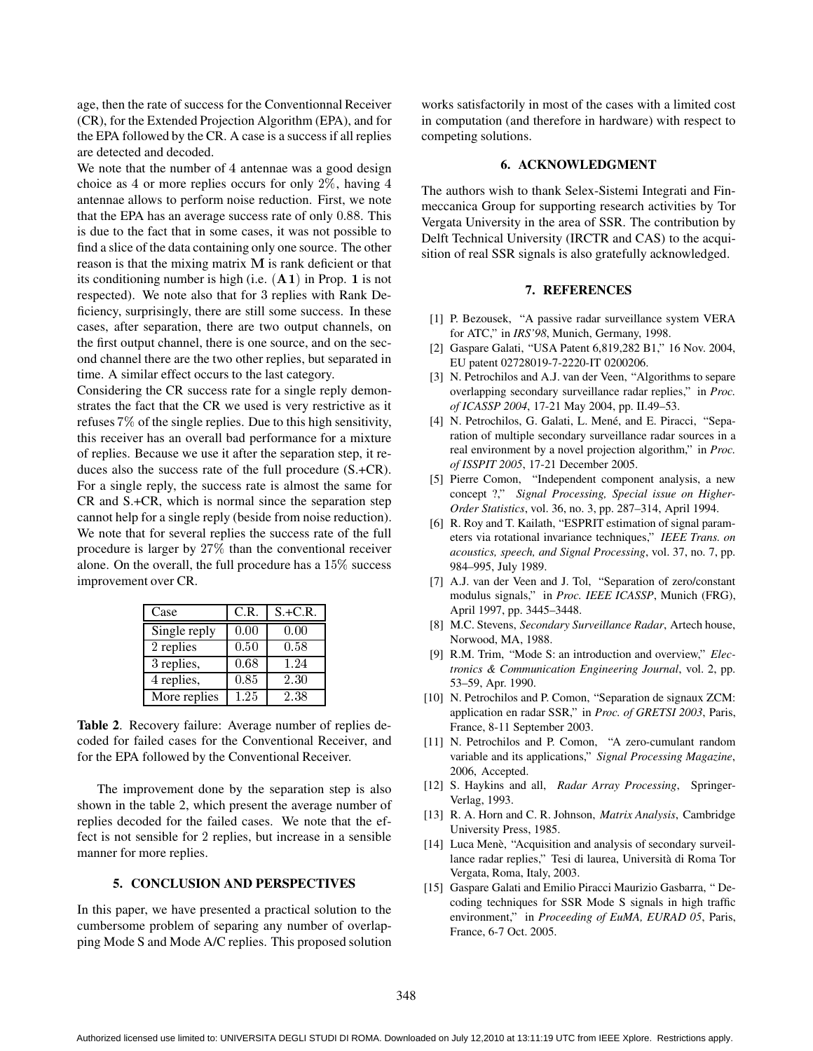age, then the rate of success for the Conventionnal Receiver (CR), for the Extended Projection Algorithm (EPA), and for the EPA followed by the CR. A case is a success if all replies are detected and decoded.

We note that the number of 4 antennae was a good design choice as 4 or more replies occurs for only 2%, having 4 antennae allows to perform noise reduction. First, we note that the EPA has an average success rate of only 0.88. This is due to the fact that in some cases, it was not possible to find a slice of the data containing only one source. The other reason is that the mixing matrix $\mathbf{M}$ is rank deficient or that its conditioning number is high (i.e. $(\mathbf{A1})$ in Prop. **1** is not respected). We note also that for 3 replies with Rank Deficiency, surprisingly, there are still some success. In these cases, after separation, there are two output channels, on the first output channel, there is one source, and on the second channel there are the two other replies, but separated in time. A similar effect occurs to the last category.

Considering the CR success rate for a single reply demonstrates the fact that the CR we used is very restrictive as it refuses 7% of the single replies. Due to this high sensitivity, this receiver has an overall bad performance for a mixture of replies. Because we use it after the separation step, it reduces also the success rate of the full procedure (S.+CR). For a single reply, the success rate is almost the same for CR and S.+CR, which is normal since the separation step cannot help for a single reply (beside from noise reduction). We note that for several replies the success rate of the full procedure is larger by 27% than the conventional receiver alone. On the overall, the full procedure has a 15% success improvement over CR.

| Case | C.R. | S.+C.R. |
|---|---|---|
| Single reply | 0.00 | 0.00 |
| 2 replies | 0.50 | 0.58 |
| 3 replies, | 0.68 | 1.24 |
| 4 replies, | 0.85 | 2.30 |
| More replies | 1.25 | 2.38 |

**Table 2**. Recovery failure: Average number of replies decoded for failed cases for the Conventional Receiver, and for the EPA followed by the Conventional Receiver.

The improvement done by the separation step is also shown in the table 2, which present the average number of replies decoded for the failed cases. We note that the effect is not sensible for 2 replies, but increase in a sensible manner for more replies.

## 5. CONCLUSION AND PERSPECTIVES

In this paper, we have presented a practical solution to the cumbersome problem of separing any number of overlapping Mode S and Mode A/C replies. This proposed solution works satisfactorily in most of the cases with a limited cost in computation (and therefore in hardware) with respect to competing solutions.

## 6. ACKNOWLEDGMENT

The authors wish to thank Selex-Sistemi Integrati and Finmeccanica Group for supporting research activities by Tor Vergata University in the area of SSR. The contribution by Delft Technical University (IRCTR and CAS) to the acquisition of real SSR signals is also gratefully acknowledged.

## 7. REFERENCES

[1] P. Bezousek, "A passive radar surveillance system VERA for ATC," in *IRS'98*, Munich, Germany, 1998.

[2] Gaspare Galati, "USA Patent 6,819,282 B1," 16 Nov. 2004, EU patent 02728019-7-2220-IT 0200206.

[3] N. Petrochilos and A.J. van der Veen, "Algorithms to separe overlapping secondary surveillance radar replies," in *Proc. of ICASSP 2004*, 17-21 May 2004, pp. II.49–53.

[4] N. Petrochilos, G. Galati, L. Mené, and E. Piracci, "Separation of multiple secondary surveillance radar sources in a real environment by a novel projection algorithm," in *Proc. of ISSPIT 2005*, 17-21 December 2005.

[5] Pierre Comon, "Independent component analysis, a new concept ?," *Signal Processing, Special issue on Higher-Order Statistics*, vol. 36, no. 3, pp. 287–314, April 1994.

[6] R. Roy and T. Kailath, "ESPRIT estimation of signal parameters via rotational invariance techniques," *IEEE Trans. on acoustics, speech, and Signal Processing*, vol. 37, no. 7, pp. 984–995, July 1989.

[7] A.J. van der Veen and J. Tol, "Separation of zero/constant modulus signals," in *Proc. IEEE ICASSP*, Munich (FRG), April 1997, pp. 3445–3448.

[8] M.C. Stevens, *Secondary Surveillance Radar*, Artech house, Norwood, MA, 1988.

[9] R.M. Trim, "Mode S: an introduction and overview," *Electronics & Communication Engineering Journal*, vol. 2, pp. 53–59, Apr. 1990.

[10] N. Petrochilos and P. Comon, "Separation de signaux ZCM: application en radar SSR," in *Proc. of GRETSI 2003*, Paris, France, 8-11 September 2003.

[11] N. Petrochilos and P. Comon, "A zero-cumulant random variable and its applications," *Signal Processing Magazine*, 2006, Accepted.

[12] S. Haykins and all, *Radar Array Processing*, Springer-Verlag, 1993.

[13] R. A. Horn and C. R. Johnson, *Matrix Analysis*, Cambridge University Press, 1985.

[14] Luca Menè, "Acquisition and analysis of secondary surveillance radar replies," Tesi di laurea, Università di Roma Tor Vergata, Roma, Italy, 2003.

[15] Gaspare Galati and Emilio Piracci Maurizio Gasbarra, " Decoding techniques for SSR Mode S signals in high traffic environment," in *Proceeding of EuMA, EURAD 05*, Paris, France, 6-7 Oct. 2005.